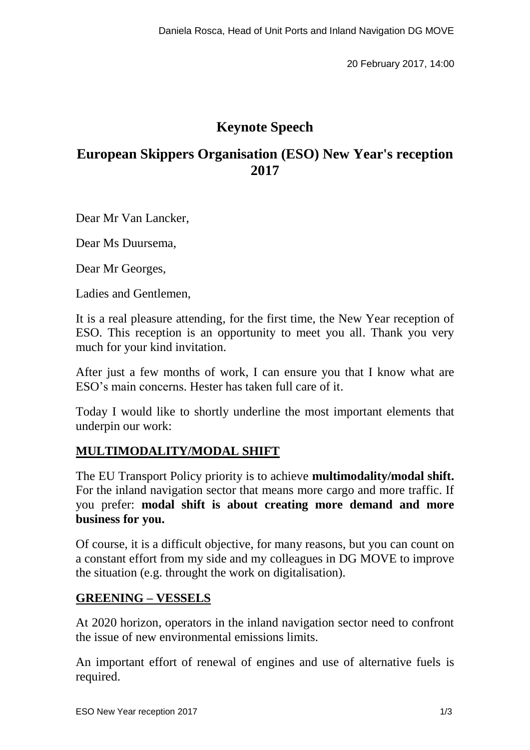Daniela Rosca, Head of Unit Ports and Inland Navigation DG MOVE

20 February 2017, 14:00

# Keynote Speech

## European Skippers Organisation (ESO) New Year's reception 2017

Dear Mr Van Lancker,

Dear Ms Duursema,

Dear Mr Georges,

Ladies and Gentlemen,

It is a real pleasure attending, for the first time, the New Year reception of ESO. This reception is an opportunity to meet you all. Thank you very much for your kind invitation.

After just a few months of work, I can ensure you that I know what are ESO's main concerns. Hester has taken full care of it.

Today I would like to shortly underline the most important elements that underpin our work:

### MULTIMODALITY/MODAL SHIFT

The EU Transport Policy priority is to achieve **multimodality/modal shift.** For the inland navigation sector that means more cargo and more traffic. If you prefer: **modal shift is about creating more demand and more business for you.**

Of course, it is a difficult objective, for many reasons, but you can count on a constant effort from my side and my colleagues in DG MOVE to improve the situation (e.g. throught the work on digitalisation).

### GREENING – VESSELS

At 2020 horizon, operators in the inland navigation sector need to confront the issue of new environmental emissions limits.

An important effort of renewal of engines and use of alternative fuels is required.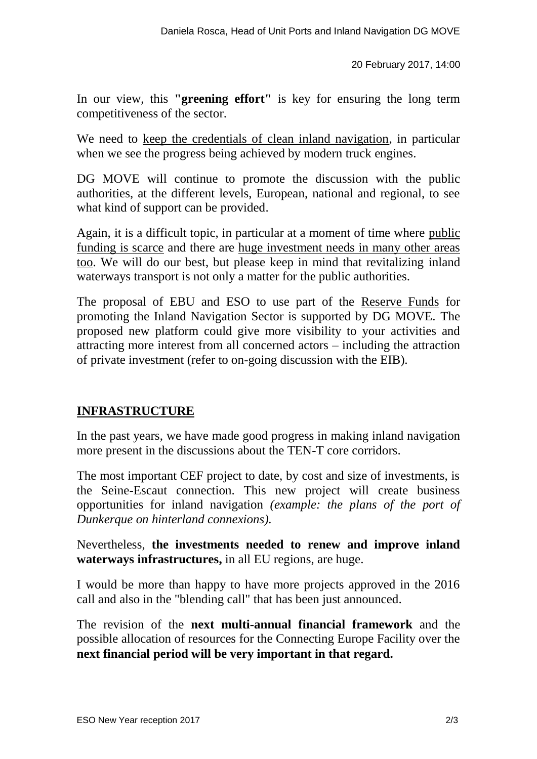In our view, this **"greening effort"** is key for ensuring the long term competitiveness of the sector.

We need to <u>keep the credentials of clean inland navigation</u>, in particular when we see the progress being achieved by modern truck engines.

DG MOVE will continue to promote the discussion with the public authorities, at the different levels, European, national and regional, to see what kind of support can be provided.

Again, it is a difficult topic, in particular at a moment of time where <u>public funding is scarce</u> and there are <u>huge investment needs in many other areas too</u>. We will do our best, but please keep in mind that revitalizing inland waterways transport is not only a matter for the public authorities.

The proposal of EBU and ESO to use part of the <u>Reserve Funds</u> for promoting the Inland Navigation Sector is supported by DG MOVE. The proposed new platform could give more visibility to your activities and attracting more interest from all concerned actors – including the attraction of private investment (refer to on-going discussion with the EIB).

## INFRASTRUCTURE

In the past years, we have made good progress in making inland navigation more present in the discussions about the TEN-T core corridors.

The most important CEF project to date, by cost and size of investments, is the Seine-Escaut connection. This new project will create business opportunities for inland navigation *(example: the plans of the port of Dunkerque on hinterland connexions).*

Nevertheless, **the investments needed to renew and improve inland waterways infrastructures,** in all EU regions, are huge.

I would be more than happy to have more projects approved in the 2016 call and also in the "blending call" that has been just announced.

The revision of the **next multi-annual financial framework** and the possible allocation of resources for the Connecting Europe Facility over the **next financial period will be very important in that regard.**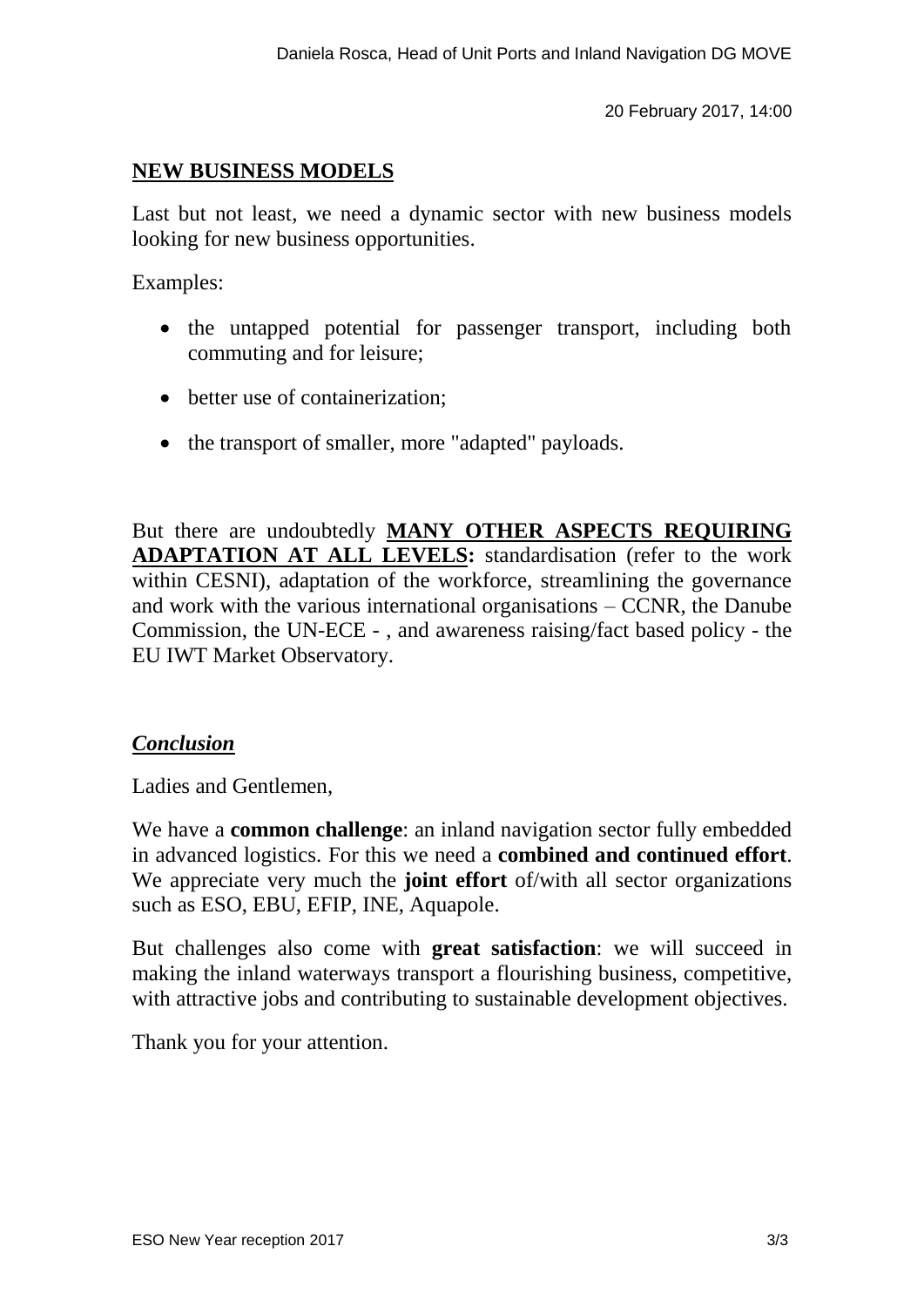## NEW BUSINESS MODELS

Last but not least, we need a dynamic sector with new business models looking for new business opportunities.

Examples:

- the untapped potential for passenger transport, including both commuting and for leisure;
- better use of containerization;
- the transport of smaller, more "adapted" payloads.

But there are undoubtedly **MANY OTHER ASPECTS REQUIRING ADAPTATION AT ALL LEVELS:** standardisation (refer to the work within CESNI), adaptation of the workforce, streamlining the governance and work with the various international organisations – CCNR, the Danube Commission, the UN-ECE - , and awareness raising/fact based policy - the EU IWT Market Observatory.

## *Conclusion*

Ladies and Gentlemen,

We have a **common challenge**: an inland navigation sector fully embedded in advanced logistics. For this we need a **combined and continued effort**. We appreciate very much the **joint effort** of/with all sector organizations such as ESO, EBU, EFIP, INE, Aquapole.

But challenges also come with **great satisfaction**: we will succeed in making the inland waterways transport a flourishing business, competitive, with attractive jobs and contributing to sustainable development objectives.

Thank you for your attention.